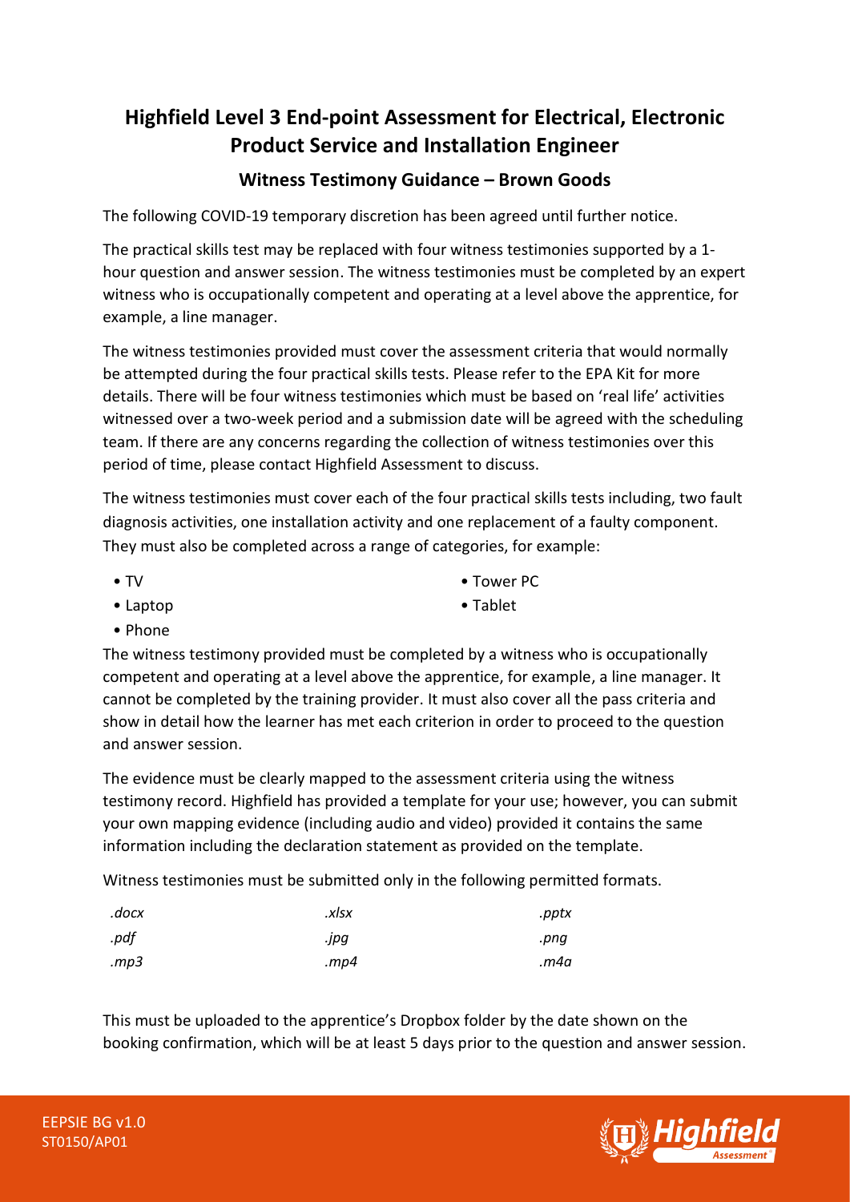# Highfield Level 3 End-point Assessment for Electrical, Electronic Product Service and Installation Engineer

## Witness Testimony Guidance – Brown Goods

The following COVID-19 temporary discretion has been agreed until further notice.

The practical skills test may be replaced with four witness testimonies supported by a 1-hour question and answer session. The witness testimonies must be completed by an expert witness who is occupationally competent and operating at a level above the apprentice, for example, a line manager.

The witness testimonies provided must cover the assessment criteria that would normally be attempted during the four practical skills tests. Please refer to the EPA Kit for more details. There will be four witness testimonies which must be based on 'real life' activities witnessed over a two-week period and a submission date will be agreed with the scheduling team. If there are any concerns regarding the collection of witness testimonies over this period of time, please contact Highfield Assessment to discuss.

The witness testimonies must cover each of the four practical skills tests including, two fault diagnosis activities, one installation activity and one replacement of a faulty component. They must also be completed across a range of categories, for example:

- TV
- Tower PC
- Laptop
- Tablet
- Phone

The witness testimony provided must be completed by a witness who is occupationally competent and operating at a level above the apprentice, for example, a line manager. It cannot be completed by the training provider. It must also cover all the pass criteria and show in detail how the learner has met each criterion in order to proceed to the question and answer session.

The evidence must be clearly mapped to the assessment criteria using the witness testimony record. Highfield has provided a template for your use; however, you can submit your own mapping evidence (including audio and video) provided it contains the same information including the declaration statement as provided on the template.

Witness testimonies must be submitted only in the following permitted formats.

| | | |
|---|---|---|
| *.docx* | *.xlsx* | *.pptx* |
| *.pdf* | *.jpg* | *.png* |
| *.mp3* | *.mp4* | *.m4a* |

This must be uploaded to the apprentice's Dropbox folder by the date shown on the booking confirmation, which will be at least 5 days prior to the question and answer session.

EEPSIE BG v1.0
ST0150/AP01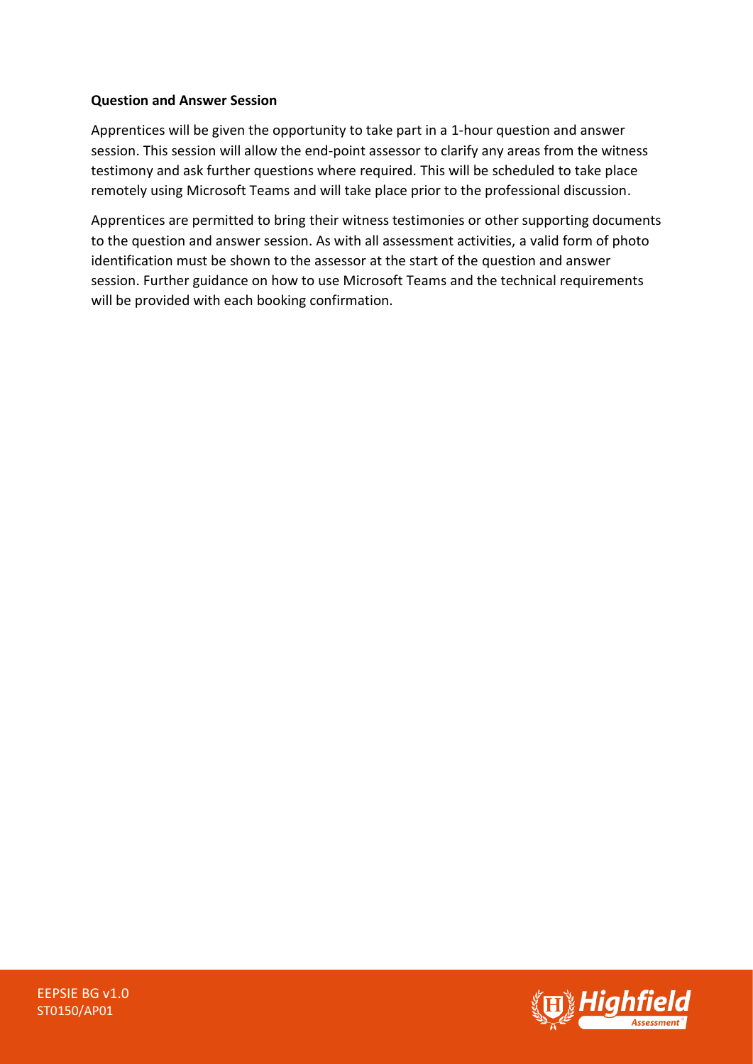**Question and Answer Session**

Apprentices will be given the opportunity to take part in a 1-hour question and answer session. This session will allow the end-point assessor to clarify any areas from the witness testimony and ask further questions where required. This will be scheduled to take place remotely using Microsoft Teams and will take place prior to the professional discussion.

Apprentices are permitted to bring their witness testimonies or other supporting documents to the question and answer session. As with all assessment activities, a valid form of photo identification must be shown to the assessor at the start of the question and answer session. Further guidance on how to use Microsoft Teams and the technical requirements will be provided with each booking confirmation.